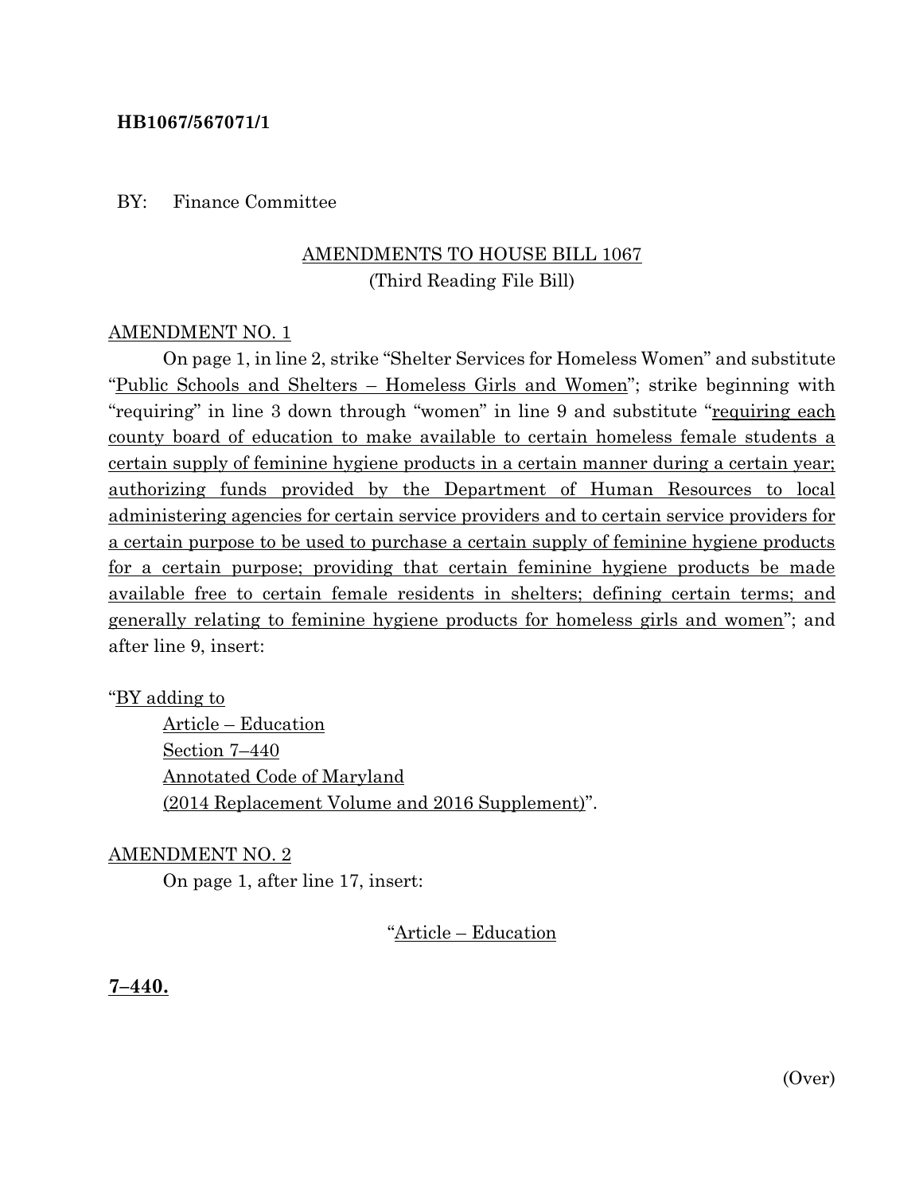**HB1067/567071/1**

BY: Finance Committee

AMENDMENTS TO HOUSE BILL 1067
(Third Reading File Bill)

AMENDMENT NO. 1

On page 1, in line 2, strike "Shelter Services for Homeless Women" and substitute "Public Schools and Shelters – Homeless Girls and Women"; strike beginning with "requiring" in line 3 down through "women" in line 9 and substitute "requiring each county board of education to make available to certain homeless female students a certain supply of feminine hygiene products in a certain manner during a certain year; authorizing funds provided by the Department of Human Resources to local administering agencies for certain service providers and to certain service providers for a certain purpose to be used to purchase a certain supply of feminine hygiene products for a certain purpose; providing that certain feminine hygiene products be made available free to certain female residents in shelters; defining certain terms; and generally relating to feminine hygiene products for homeless girls and women"; and after line 9, insert:

"BY adding to
Article – Education
Section 7–440
Annotated Code of Maryland
(2014 Replacement Volume and 2016 Supplement)".

AMENDMENT NO. 2

On page 1, after line 17, insert:

"Article – Education

**7–440.**

(Over)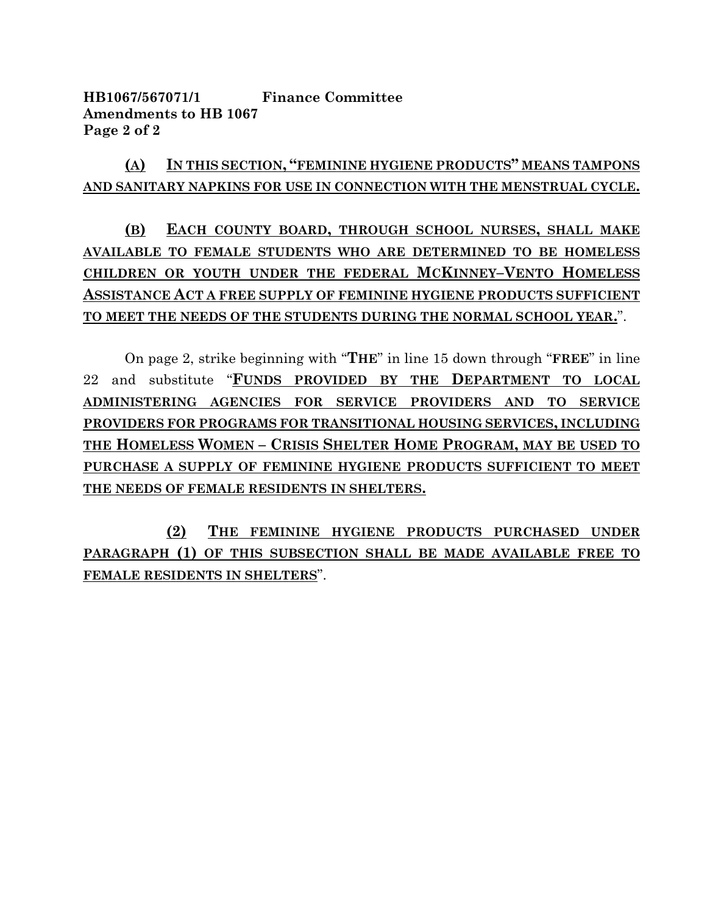**HB1067/567071/1 Finance Committee**
**Amendments to HB 1067**

**(A)** IN THIS SECTION, "FEMININE HYGIENE PRODUCTS" MEANS TAMPONS AND SANITARY NAPKINS FOR USE IN CONNECTION WITH THE MENSTRUAL CYCLE.

**(B)** EACH COUNTY BOARD, THROUGH SCHOOL NURSES, SHALL MAKE AVAILABLE TO FEMALE STUDENTS WHO ARE DETERMINED TO BE HOMELESS CHILDREN OR YOUTH UNDER THE FEDERAL MCKINNEY–VENTO HOMELESS ASSISTANCE ACT A FREE SUPPLY OF FEMININE HYGIENE PRODUCTS SUFFICIENT TO MEET THE NEEDS OF THE STUDENTS DURING THE NORMAL SCHOOL YEAR.".

On page 2, strike beginning with "**THE**" in line 15 down through "**FREE**" in line 22 and substitute "**FUNDS PROVIDED BY THE DEPARTMENT TO LOCAL ADMINISTERING AGENCIES FOR SERVICE PROVIDERS AND TO SERVICE PROVIDERS FOR PROGRAMS FOR TRANSITIONAL HOUSING SERVICES, INCLUDING THE HOMELESS WOMEN – CRISIS SHELTER HOME PROGRAM, MAY BE USED TO PURCHASE A SUPPLY OF FEMININE HYGIENE PRODUCTS SUFFICIENT TO MEET THE NEEDS OF FEMALE RESIDENTS IN SHELTERS.**

**(2) THE FEMININE HYGIENE PRODUCTS PURCHASED UNDER PARAGRAPH (1) OF THIS SUBSECTION SHALL BE MADE AVAILABLE FREE TO FEMALE RESIDENTS IN SHELTERS**".